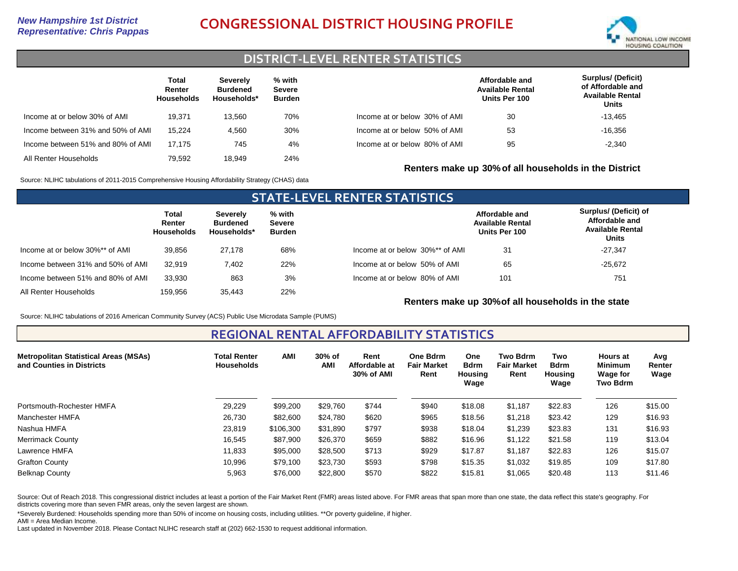*New Hampshire 1st District*
*Representative: Chris Pappas*

# CONGRESSIONAL DISTRICT HOUSING PROFILE

NATIONAL LOW INCOME HOUSING COALITION

## DISTRICT-LEVEL RENTER STATISTICS

| | Total Renter Households | Severely Burdened Households* | % with Severe Burden |
|---|---|---|---|
| Income at or below 30% of AMI | 19,371 | 13,560 | 70% |
| Income between 31% and 50% of AMI | 15,224 | 4,560 | 30% |
| Income between 51% and 80% of AMI | 17,175 | 745 | 4% |
| All Renter Households | 79,592 | 18,949 | 24% |

| | Affordable and Available Rental Units Per 100 | Surplus/ (Deficit) of Affordable and Available Rental Units |
|---|---|---|
| Income at or below 30% of AMI | 30 | -13,465 |
| Income at or below 50% of AMI | 53 | -16,356 |
| Income at or below 80% of AMI | 95 | -2,340 |

**Renters make up 30% of all households in the District**

Source: NLIHC tabulations of 2011-2015 Comprehensive Housing Affordability Strategy (CHAS) data

## STATE-LEVEL RENTER STATISTICS

| | Total Renter Households | Severely Burdened Households* | % with Severe Burden |
|---|---|---|---|
| Income at or below 30%** of AMI | 39,856 | 27,178 | 68% |
| Income between 31% and 50% of AMI | 32,919 | 7,402 | 22% |
| Income between 51% and 80% of AMI | 33,930 | 863 | 3% |
| All Renter Households | 159,956 | 35,443 | 22% |

| | Affordable and Available Rental Units Per 100 | Surplus/ (Deficit) of Affordable and Available Rental Units |
|---|---|---|
| Income at or below 30%** of AMI | 31 | -27,347 |
| Income at or below 50% of AMI | 65 | -25,672 |
| Income at or below 80% of AMI | 101 | 751 |

**Renters make up 30% of all households in the state**

Source: NLIHC tabulations of 2016 American Community Survey (ACS) Public Use Microdata Sample (PUMS)

## REGIONAL RENTAL AFFORDABILITY STATISTICS

| Metropolitan Statistical Areas (MSAs) and Counties in Districts | Total Renter Households | AMI | 30% of AMI | Rent Affordable at 30% of AMI | One Bdrm Fair Market Rent | One Bdrm Housing Wage | Two Bdrm Fair Market Rent | Two Bdrm Housing Wage | Hours at Minimum Wage for Two Bdrm | Avg Renter Wage |
|---|---|---|---|---|---|---|---|---|---|---|
| Portsmouth-Rochester HMFA | 29,229 | $99,200 | $29,760 | $744 | $940 | $18.08 | $1,187 | $22.83 | 126 | $15.00 |
| Manchester HMFA | 26,730 | $82,600 | $24,780 | $620 | $965 | $18.56 | $1,218 | $23.42 | 129 | $16.93 |
| Nashua HMFA | 23,819 | $106,300 | $31,890 | $797 | $938 | $18.04 | $1,239 | $23.83 | 131 | $16.93 |
| Merrimack County | 16,545 | $87,900 | $26,370 | $659 | $882 | $16.96 | $1,122 | $21.58 | 119 | $13.04 |
| Lawrence HMFA | 11,833 | $95,000 | $28,500 | $713 | $929 | $17.87 | $1,187 | $22.83 | 126 | $15.07 |
| Grafton County | 10,996 | $79,100 | $23,730 | $593 | $798 | $15.35 | $1,032 | $19.85 | 109 | $17.80 |
| Belknap County | 5,963 | $76,000 | $22,800 | $570 | $822 | $15.81 | $1,065 | $20.48 | 113 | $11.46 |

Source: Out of Reach 2018. This congressional district includes at least a portion of the Fair Market Rent (FMR) areas listed above. For FMR areas that span more than one state, the data reflect this state's geography. For districts covering more than seven FMR areas, only the seven largest are shown.

*Severely Burdened: Households spending more than 50% of income on housing costs, including utilities. **Or poverty guideline, if higher.

AMI = Area Median Income.

Last updated in November 2018. Please Contact NLIHC research staff at (202) 662-1530 to request additional information.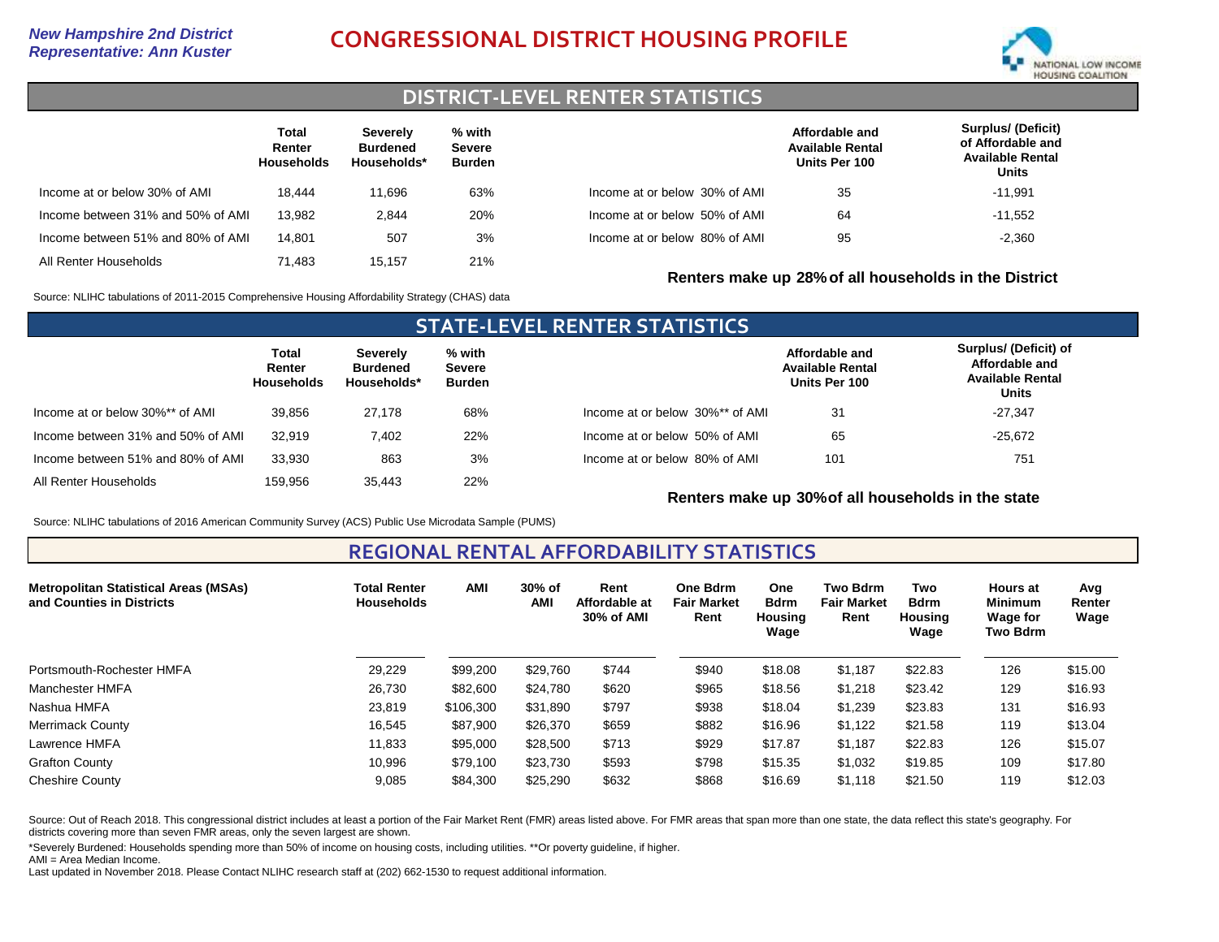*New Hampshire 2nd District*
*Representative: Ann Kuster*

# CONGRESSIONAL DISTRICT HOUSING PROFILE

## DISTRICT-LEVEL RENTER STATISTICS

| | Total Renter Households | Severely Burdened Households* | % with Severe Burden |
|---|---|---|---|
| Income at or below 30% of AMI | 18,444 | 11,696 | 63% |
| Income between 31% and 50% of AMI | 13,982 | 2,844 | 20% |
| Income between 51% and 80% of AMI | 14,801 | 507 | 3% |
| All Renter Households | 71,483 | 15,157 | 21% |

| | Affordable and Available Rental Units Per 100 | Surplus/ (Deficit) of Affordable and Available Rental Units |
|---|---|---|
| Income at or below 30% of AMI | 35 | -11,991 |
| Income at or below 50% of AMI | 64 | -11,552 |
| Income at or below 80% of AMI | 95 | -2,360 |

**Renters make up 28% of all households in the District**

Source: NLIHC tabulations of 2011-2015 Comprehensive Housing Affordability Strategy (CHAS) data

## STATE-LEVEL RENTER STATISTICS

| | Total Renter Households | Severely Burdened Households* | % with Severe Burden |
|---|---|---|---|
| Income at or below 30%** of AMI | 39,856 | 27,178 | 68% |
| Income between 31% and 50% of AMI | 32,919 | 7,402 | 22% |
| Income between 51% and 80% of AMI | 33,930 | 863 | 3% |
| All Renter Households | 159,956 | 35,443 | 22% |

| | Affordable and Available Rental Units Per 100 | Surplus/ (Deficit) of Affordable and Available Rental Units |
|---|---|---|
| Income at or below 30%** of AMI | 31 | -27,347 |
| Income at or below 50% of AMI | 65 | -25,672 |
| Income at or below 80% of AMI | 101 | 751 |

**Renters make up 30% of all households in the state**

Source: NLIHC tabulations of 2016 American Community Survey (ACS) Public Use Microdata Sample (PUMS)

## REGIONAL RENTAL AFFORDABILITY STATISTICS

| Metropolitan Statistical Areas (MSAs) and Counties in Districts | Total Renter Households | AMI | 30% of AMI | Rent Affordable at 30% of AMI | One Bdrm Fair Market Rent | One Bdrm Housing Wage | Two Bdrm Fair Market Rent | Two Bdrm Housing Wage | Hours at Minimum Wage for Two Bdrm | Avg Renter Wage |
|---|---|---|---|---|---|---|---|---|---|---|
| Portsmouth-Rochester HMFA | 29,229 | $99,200 | $29,760 | $744 | $940 | $18.08 | $1,187 | $22.83 | 126 | $15.00 |
| Manchester HMFA | 26,730 | $82,600 | $24,780 | $620 | $965 | $18.56 | $1,218 | $23.42 | 129 | $16.93 |
| Nashua HMFA | 23,819 | $106,300 | $31,890 | $797 | $938 | $18.04 | $1,239 | $23.83 | 131 | $16.93 |
| Merrimack County | 16,545 | $87,900 | $26,370 | $659 | $882 | $16.96 | $1,122 | $21.58 | 119 | $13.04 |
| Lawrence HMFA | 11,833 | $95,000 | $28,500 | $713 | $929 | $17.87 | $1,187 | $22.83 | 126 | $15.07 |
| Grafton County | 10,996 | $79,100 | $23,730 | $593 | $798 | $15.35 | $1,032 | $19.85 | 109 | $17.80 |
| Cheshire County | 9,085 | $84,300 | $25,290 | $632 | $868 | $16.69 | $1,118 | $21.50 | 119 | $12.03 |

Source: Out of Reach 2018. This congressional district includes at least a portion of the Fair Market Rent (FMR) areas listed above. For FMR areas that span more than one state, the data reflect this state's geography. For districts covering more than seven FMR areas, only the seven largest are shown.

*Severely Burdened: Households spending more than 50% of income on housing costs, including utilities. **Or poverty guideline, if higher.

AMI = Area Median Income.

Last updated in November 2018. Please Contact NLIHC research staff at (202) 662-1530 to request additional information.